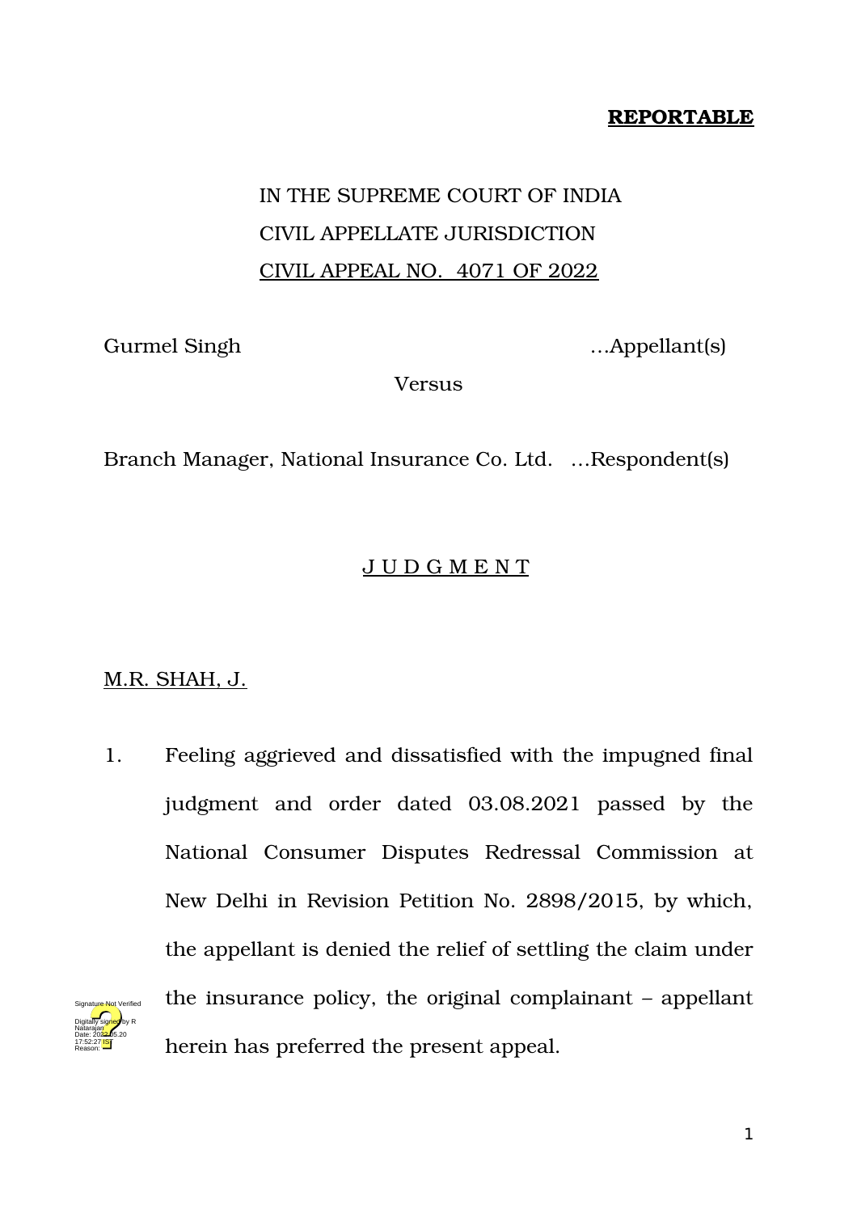**REPORTABLE**

IN THE SUPREME COURT OF INDIA
CIVIL APPELLATE JURISDICTION
CIVIL APPEAL NO. 4071 OF 2022

Gurmel Singh …Appellant(s)

Versus

Branch Manager, National Insurance Co. Ltd. …Respondent(s)

J U D G M E N T

M.R. SHAH, J.

1. Feeling aggrieved and dissatisfied with the impugned final judgment and order dated 03.08.2021 passed by the National Consumer Disputes Redressal Commission at New Delhi in Revision Petition No. 2898/2015, by which, the appellant is denied the relief of settling the claim under the insurance policy, the original complainant – appellant herein has preferred the present appeal.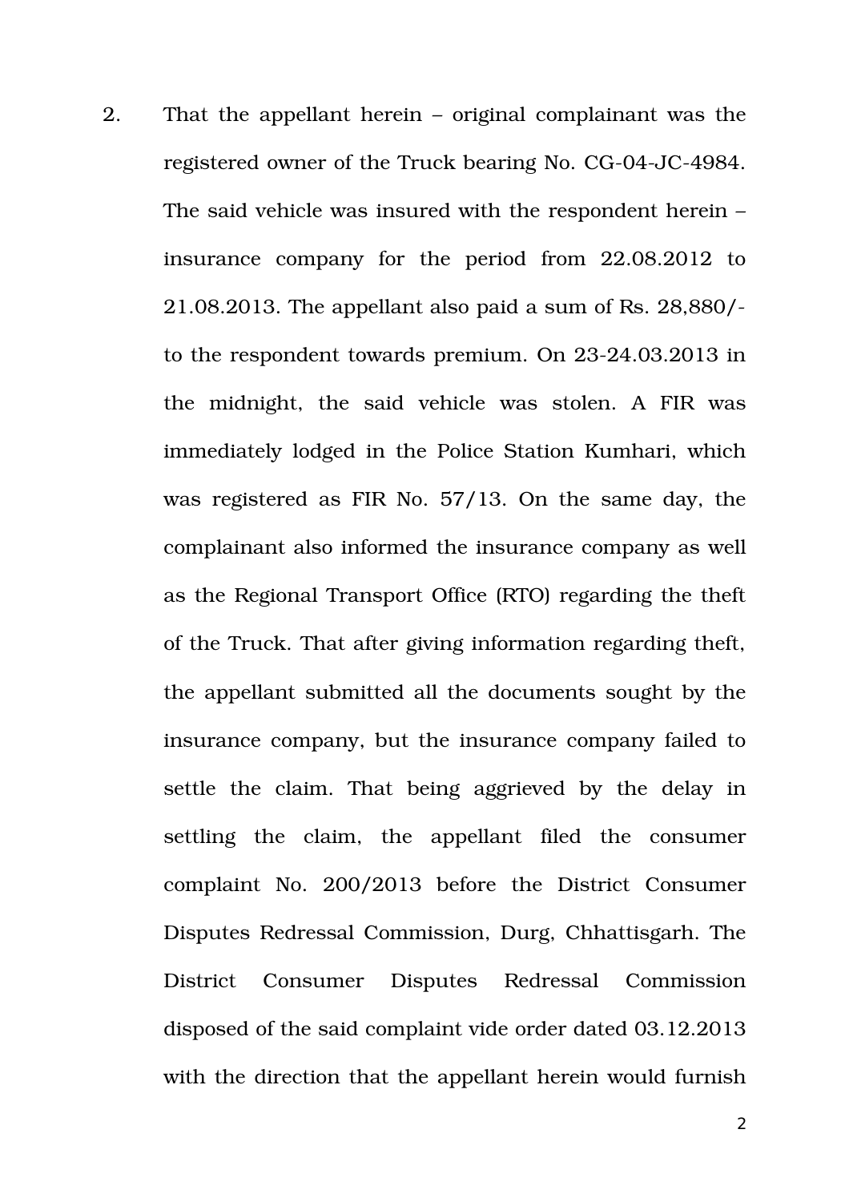2. That the appellant herein – original complainant was the registered owner of the Truck bearing No. CG-04-JC-4984. The said vehicle was insured with the respondent herein – insurance company for the period from 22.08.2012 to 21.08.2013. The appellant also paid a sum of Rs. 28,880/- to the respondent towards premium. On 23-24.03.2013 in the midnight, the said vehicle was stolen. A FIR was immediately lodged in the Police Station Kumhari, which was registered as FIR No. 57/13. On the same day, the complainant also informed the insurance company as well as the Regional Transport Office (RTO) regarding the theft of the Truck. That after giving information regarding theft, the appellant submitted all the documents sought by the insurance company, but the insurance company failed to settle the claim. That being aggrieved by the delay in settling the claim, the appellant filed the consumer complaint No. 200/2013 before the District Consumer Disputes Redressal Commission, Durg, Chhattisgarh. The District Consumer Disputes Redressal Commission disposed of the said complaint vide order dated 03.12.2013 with the direction that the appellant herein would furnish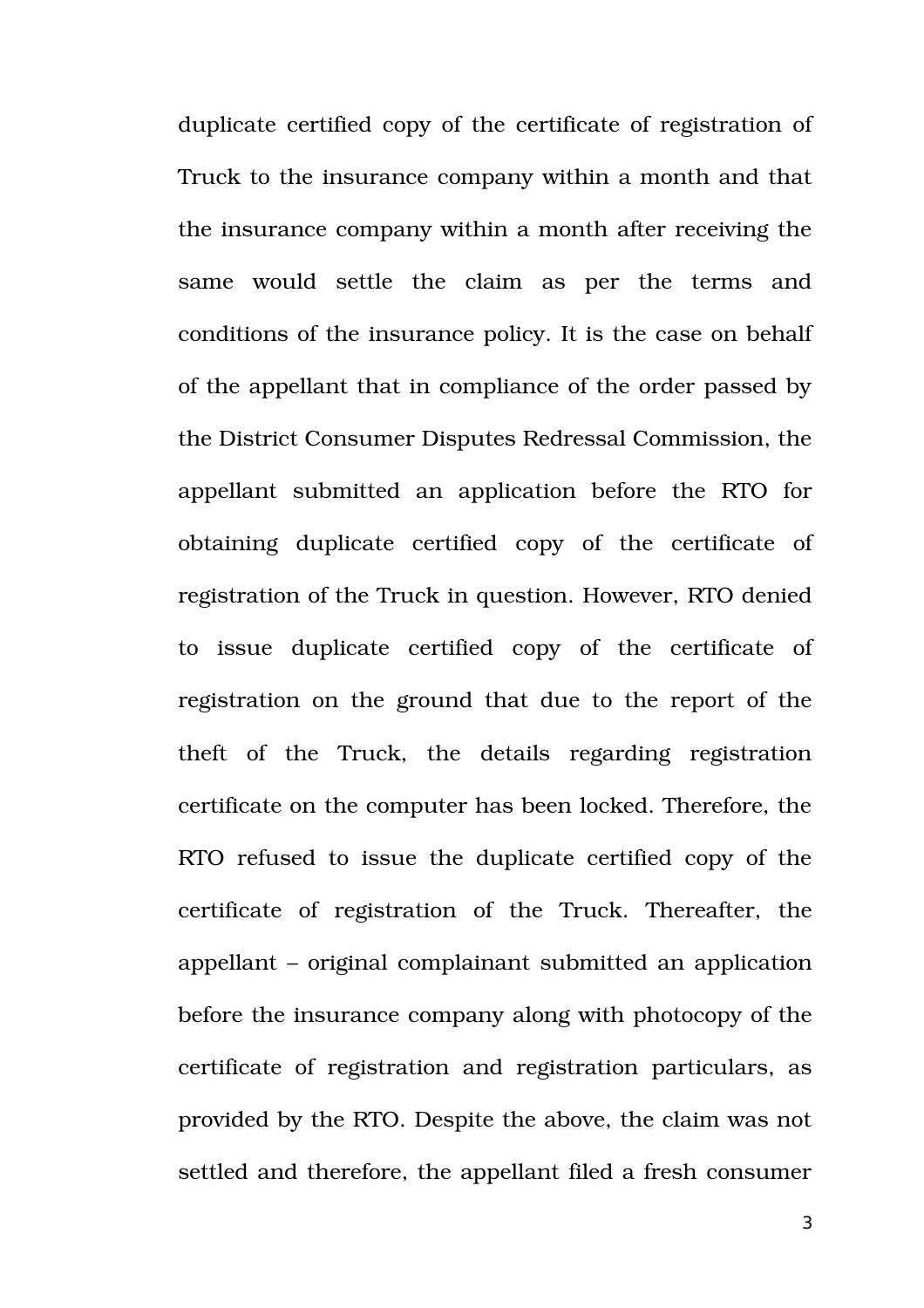duplicate certified copy of the certificate of registration of Truck to the insurance company within a month and that the insurance company within a month after receiving the same would settle the claim as per the terms and conditions of the insurance policy. It is the case on behalf of the appellant that in compliance of the order passed by the District Consumer Disputes Redressal Commission, the appellant submitted an application before the RTO for obtaining duplicate certified copy of the certificate of registration of the Truck in question. However, RTO denied to issue duplicate certified copy of the certificate of registration on the ground that due to the report of the theft of the Truck, the details regarding registration certificate on the computer has been locked. Therefore, the RTO refused to issue the duplicate certified copy of the certificate of registration of the Truck. Thereafter, the appellant – original complainant submitted an application before the insurance company along with photocopy of the certificate of registration and registration particulars, as provided by the RTO. Despite the above, the claim was not settled and therefore, the appellant filed a fresh consumer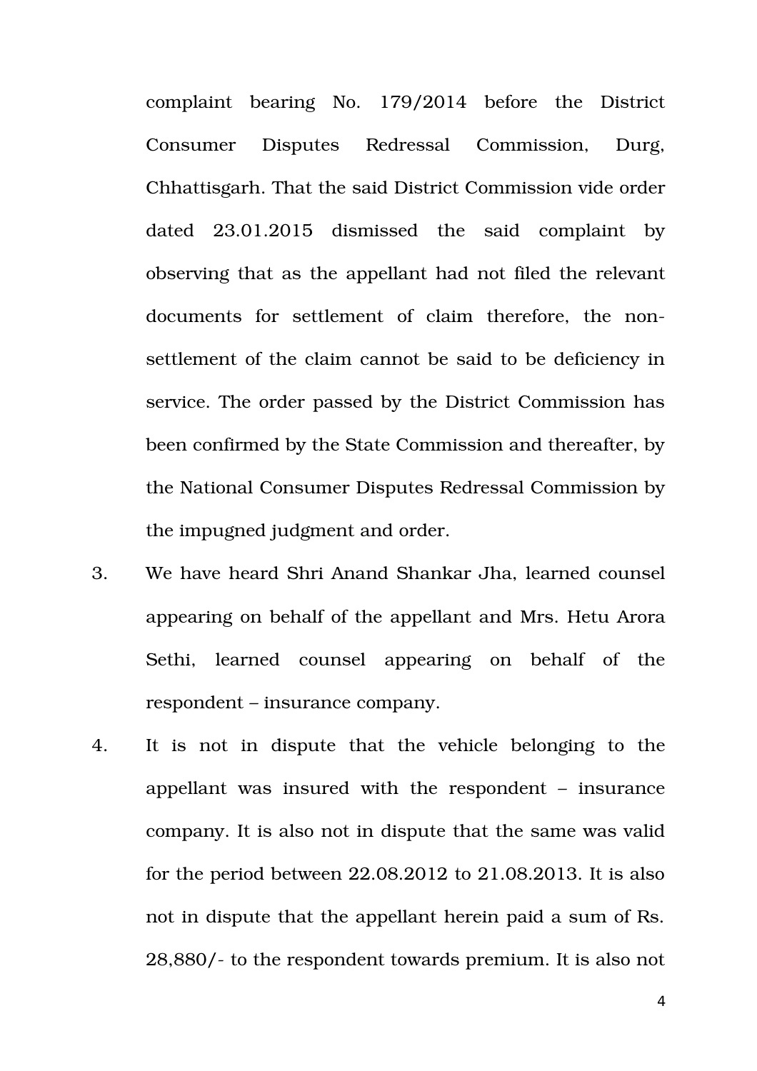complaint bearing No. 179/2014 before the District Consumer Disputes Redressal Commission, Durg, Chhattisgarh. That the said District Commission vide order dated 23.01.2015 dismissed the said complaint by observing that as the appellant had not filed the relevant documents for settlement of claim therefore, the non-settlement of the claim cannot be said to be deficiency in service. The order passed by the District Commission has been confirmed by the State Commission and thereafter, by the National Consumer Disputes Redressal Commission by the impugned judgment and order.

3. We have heard Shri Anand Shankar Jha, learned counsel appearing on behalf of the appellant and Mrs. Hetu Arora Sethi, learned counsel appearing on behalf of the respondent – insurance company.

4. It is not in dispute that the vehicle belonging to the appellant was insured with the respondent – insurance company. It is also not in dispute that the same was valid for the period between 22.08.2012 to 21.08.2013. It is also not in dispute that the appellant herein paid a sum of Rs. 28,880/- to the respondent towards premium. It is also not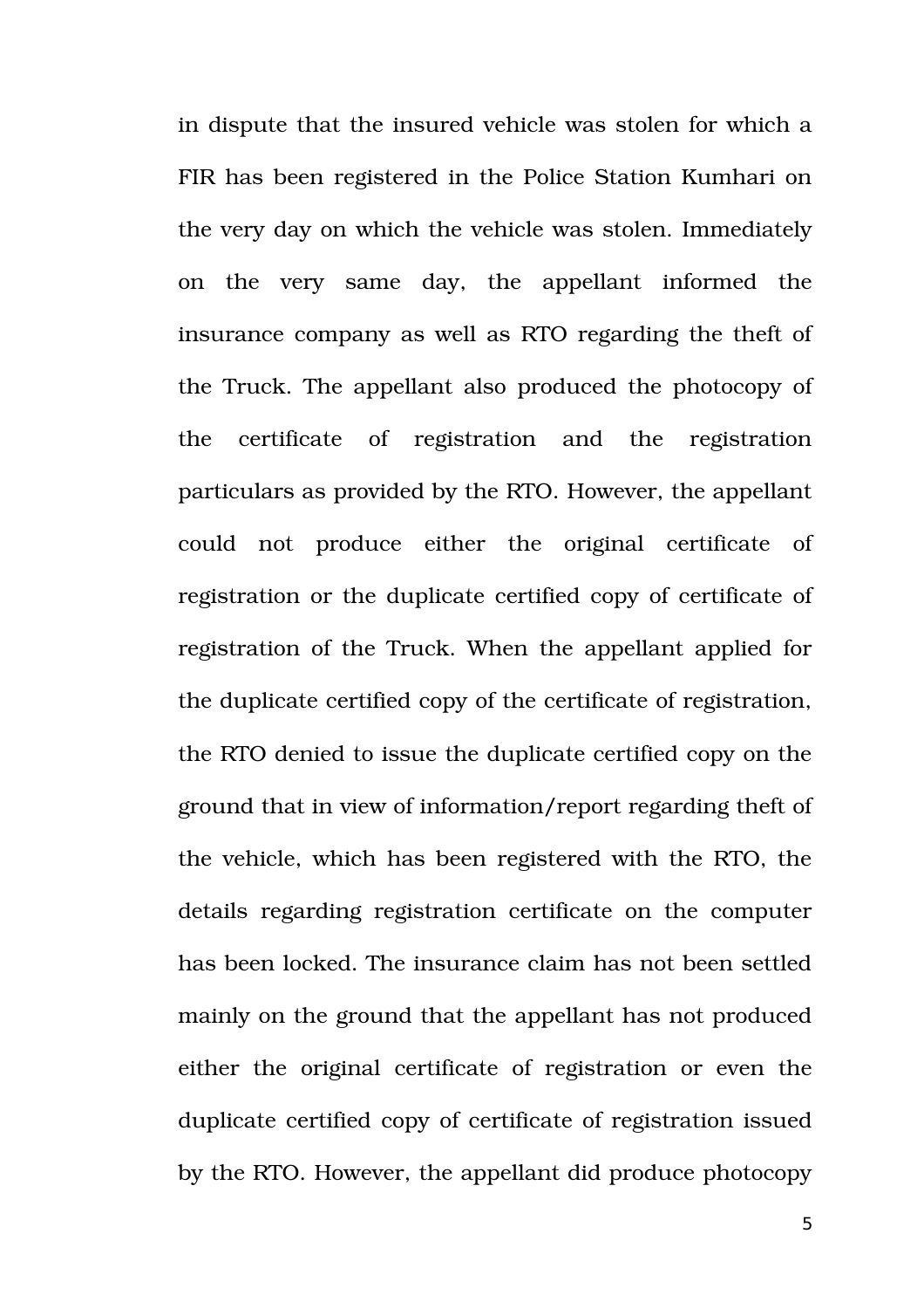in dispute that the insured vehicle was stolen for which a FIR has been registered in the Police Station Kumhari on the very day on which the vehicle was stolen. Immediately on the very same day, the appellant informed the insurance company as well as RTO regarding the theft of the Truck. The appellant also produced the photocopy of the certificate of registration and the registration particulars as provided by the RTO. However, the appellant could not produce either the original certificate of registration or the duplicate certified copy of certificate of registration of the Truck. When the appellant applied for the duplicate certified copy of the certificate of registration, the RTO denied to issue the duplicate certified copy on the ground that in view of information/report regarding theft of the vehicle, which has been registered with the RTO, the details regarding registration certificate on the computer has been locked. The insurance claim has not been settled mainly on the ground that the appellant has not produced either the original certificate of registration or even the duplicate certified copy of certificate of registration issued by the RTO. However, the appellant did produce photocopy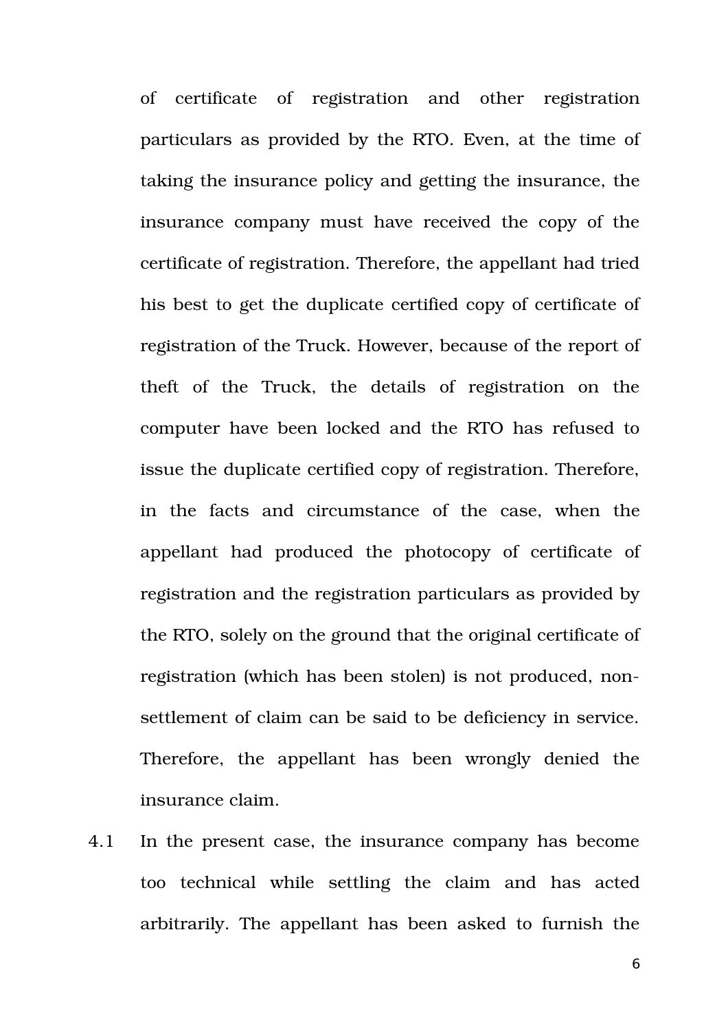of certificate of registration and other registration particulars as provided by the RTO. Even, at the time of taking the insurance policy and getting the insurance, the insurance company must have received the copy of the certificate of registration. Therefore, the appellant had tried his best to get the duplicate certified copy of certificate of registration of the Truck. However, because of the report of theft of the Truck, the details of registration on the computer have been locked and the RTO has refused to issue the duplicate certified copy of registration. Therefore, in the facts and circumstance of the case, when the appellant had produced the photocopy of certificate of registration and the registration particulars as provided by the RTO, solely on the ground that the original certificate of registration (which has been stolen) is not produced, non-settlement of claim can be said to be deficiency in service. Therefore, the appellant has been wrongly denied the insurance claim.

4.1 In the present case, the insurance company has become too technical while settling the claim and has acted arbitrarily. The appellant has been asked to furnish the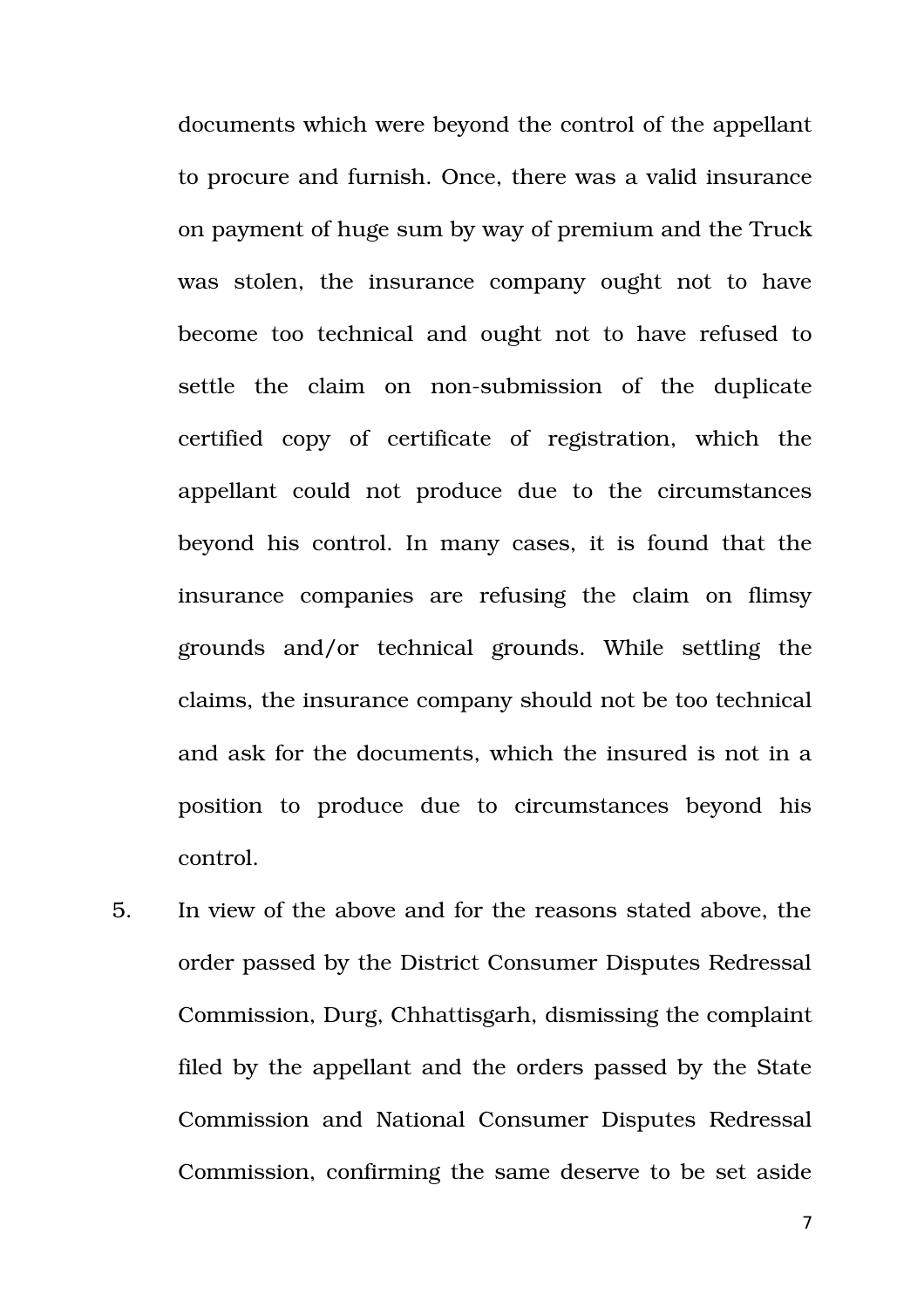documents which were beyond the control of the appellant to procure and furnish. Once, there was a valid insurance on payment of huge sum by way of premium and the Truck was stolen, the insurance company ought not to have become too technical and ought not to have refused to settle the claim on non-submission of the duplicate certified copy of certificate of registration, which the appellant could not produce due to the circumstances beyond his control. In many cases, it is found that the insurance companies are refusing the claim on flimsy grounds and/or technical grounds. While settling the claims, the insurance company should not be too technical and ask for the documents, which the insured is not in a position to produce due to circumstances beyond his control.

5. In view of the above and for the reasons stated above, the order passed by the District Consumer Disputes Redressal Commission, Durg, Chhattisgarh, dismissing the complaint filed by the appellant and the orders passed by the State Commission and National Consumer Disputes Redressal Commission, confirming the same deserve to be set aside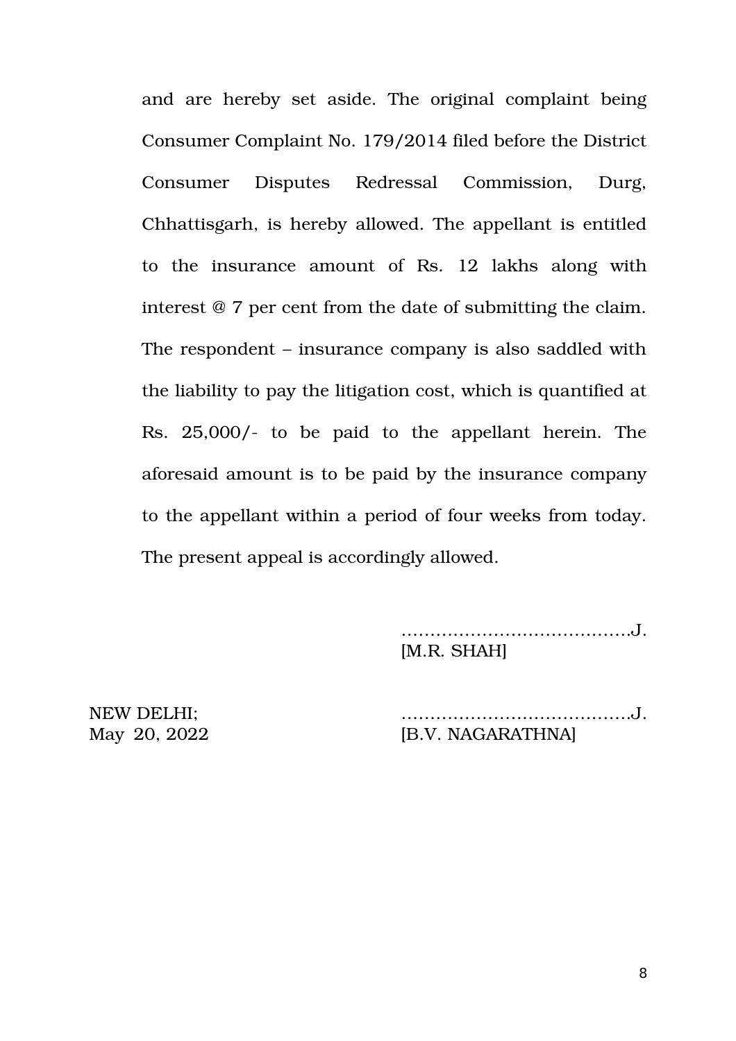and are hereby set aside. The original complaint being Consumer Complaint No. 179/2014 filed before the District Consumer Disputes Redressal Commission, Durg, Chhattisgarh, is hereby allowed. The appellant is entitled to the insurance amount of Rs. 12 lakhs along with interest @ 7 per cent from the date of submitting the claim. The respondent – insurance company is also saddled with the liability to pay the litigation cost, which is quantified at Rs. 25,000/- to be paid to the appellant herein. The aforesaid amount is to be paid by the insurance company to the appellant within a period of four weeks from today. The present appeal is accordingly allowed.

………………………………….J.
[M.R. SHAH]

NEW DELHI;
May 20, 2022

………………………………….J.
[B.V. NAGARATHNA]